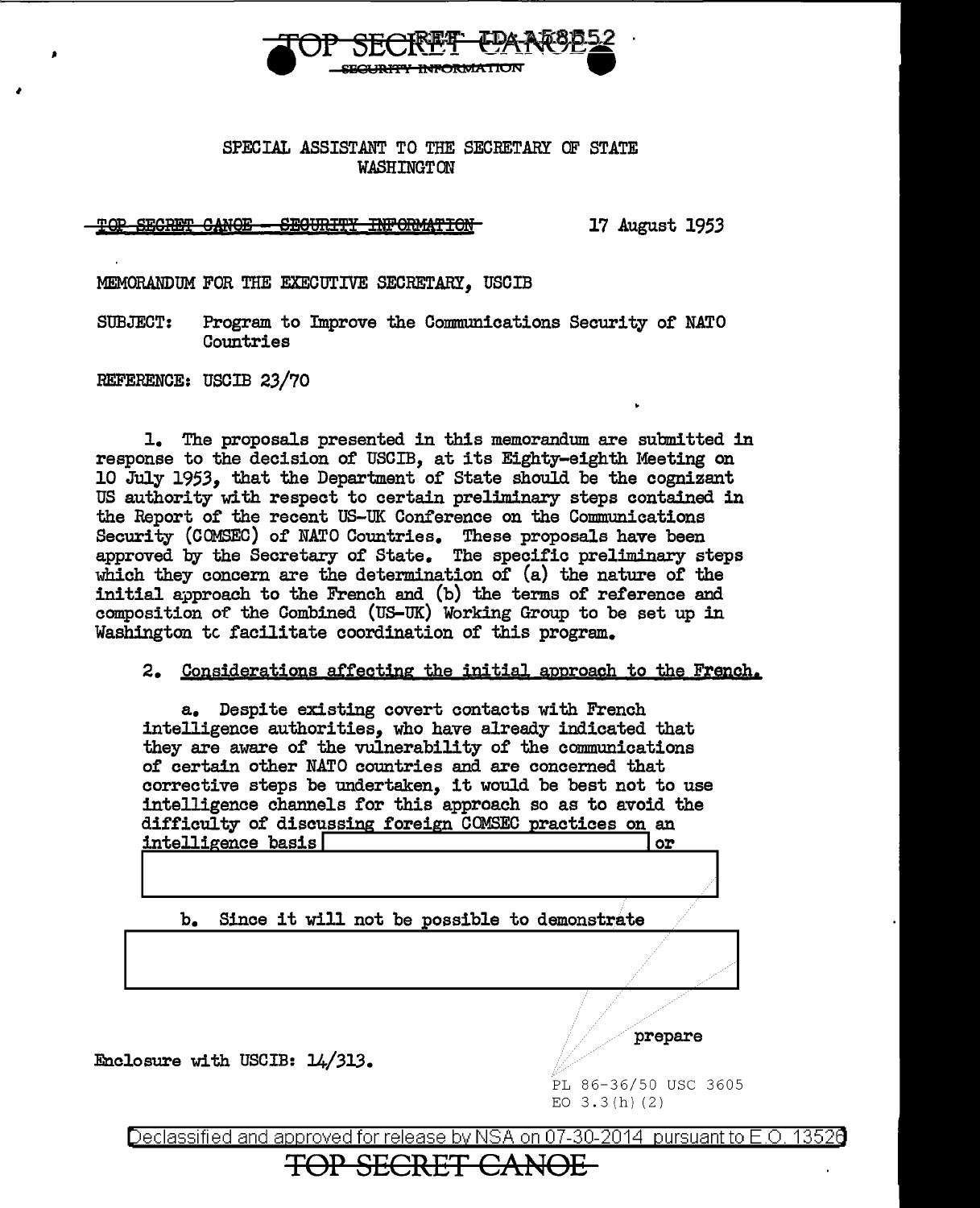SPECIAL ASSISTANT TO THE SECRETARY OF STATE
WASHINGTON

~~TOP SECRET CANOE - SECURITY INFORMATION~~ 17 August 1953

MEMORANDUM FOR THE EXECUTIVE SECRETARY, USCIB

SUBJECT: Program to Improve the Communications Security of NATO Countries

REFERENCE: USCIB 23/70

1. The proposals presented in this memorandum are submitted in response to the decision of USCIB, at its Eighty-eighth Meeting on 10 July 1953, that the Department of State should be the cognizant US authority with respect to certain preliminary steps contained in the Report of the recent US-UK Conference on the Communications Security (COMSEC) of NATO Countries. These proposals have been approved by the Secretary of State. The specific preliminary steps which they concern are the determination of (a) the nature of the initial approach to the French and (b) the terms of reference and composition of the Combined (US-UK) Working Group to be set up in Washington to facilitate coordination of this program.

2. Considerations affecting the initial approach to the French.

a. Despite existing covert contacts with French intelligence authorities, who have already indicated that they are aware of the vulnerability of the communications of certain other NATO countries and are concerned that corrective steps be undertaken, it would be best not to use intelligence channels for this approach so as to avoid the difficulty of discussing foreign COMSEC practices on an intelligence basis [REDACTED] or [REDACTED]

b. Since it will not be possible to demonstrate [REDACTED]

prepare

Enclosure with USCIB: 14/313.

PL 86-36/50 USC 3605
EO 3.3(h)(2)

Declassified and approved for release by NSA on 07-30-2014 pursuant to E.O. 13526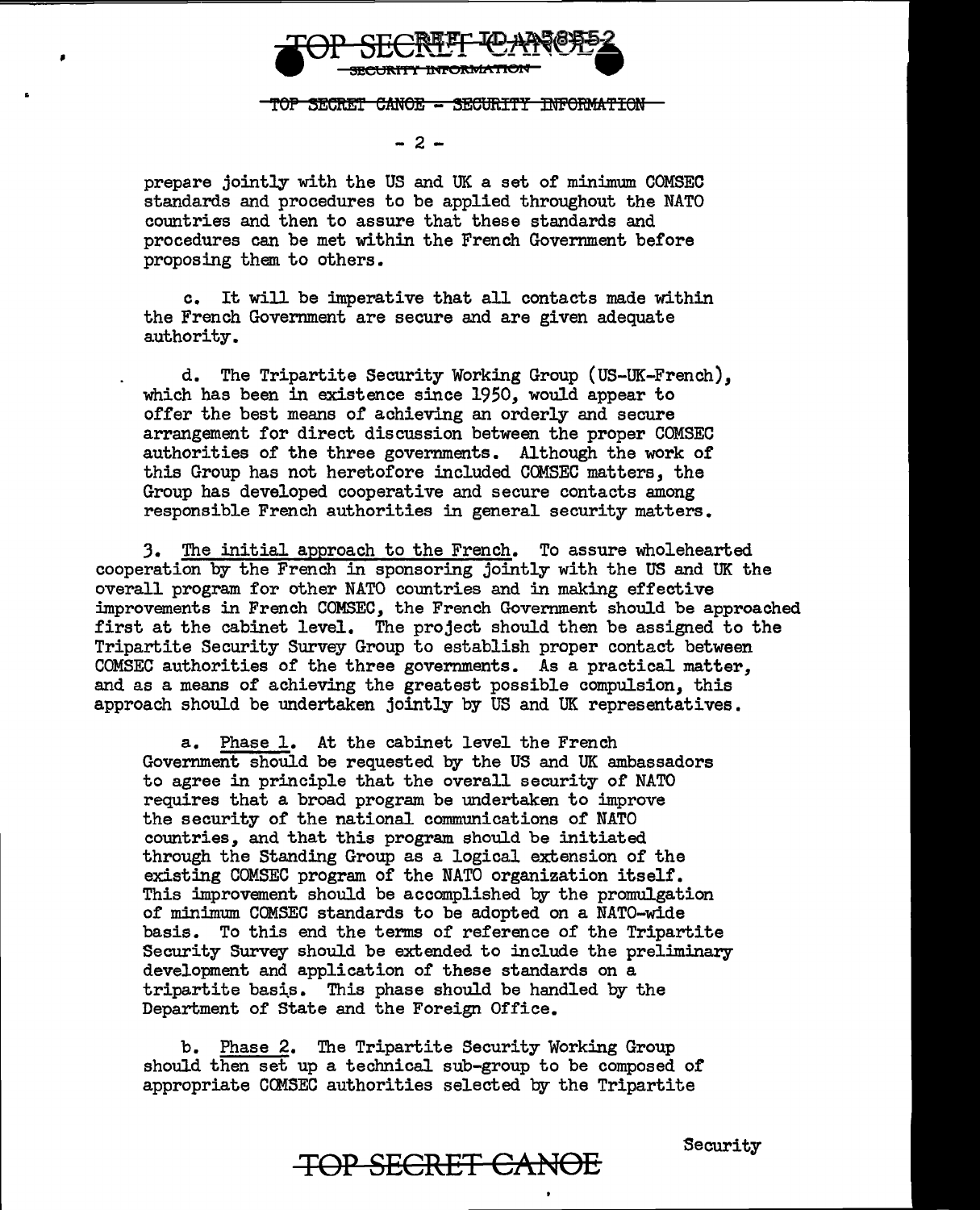prepare jointly with the US and UK a set of minimum COMSEC standards and procedures to be applied throughout the NATO countries and then to assure that these standards and procedures can be met within the French Government before proposing them to others.

c. It will be imperative that all contacts made within the French Government are secure and are given adequate authority.

d. The Tripartite Security Working Group (US-UK-French), which has been in existence since 1950, would appear to offer the best means of achieving an orderly and secure arrangement for direct discussion between the proper COMSEC authorities of the three governments. Although the work of this Group has not heretofore included COMSEC matters, the Group has developed cooperative and secure contacts among responsible French authorities in general security matters.

3. The initial approach to the French. To assure wholehearted cooperation by the French in sponsoring jointly with the US and UK the overall program for other NATO countries and in making effective improvements in French COMSEC, the French Government should be approached first at the cabinet level. The project should then be assigned to the Tripartite Security Survey Group to establish proper contact between COMSEC authorities of the three governments. As a practical matter, and as a means of achieving the greatest possible compulsion, this approach should be undertaken jointly by US and UK representatives.

a. Phase 1. At the cabinet level the French Government should be requested by the US and UK ambassadors to agree in principle that the overall security of NATO requires that a broad program be undertaken to improve the security of the national communications of NATO countries, and that this program should be initiated through the Standing Group as a logical extension of the existing COMSEC program of the NATO organization itself. This improvement should be accomplished by the promulgation of minimum COMSEC standards to be adopted on a NATO-wide basis. To this end the terms of reference of the Tripartite Security Survey should be extended to include the preliminary development and application of these standards on a tripartite basis. This phase should be handled by the Department of State and the Foreign Office.

b. Phase 2. The Tripartite Security Working Group should then set up a technical sub-group to be composed of appropriate COMSEC authorities selected by the Tripartite Security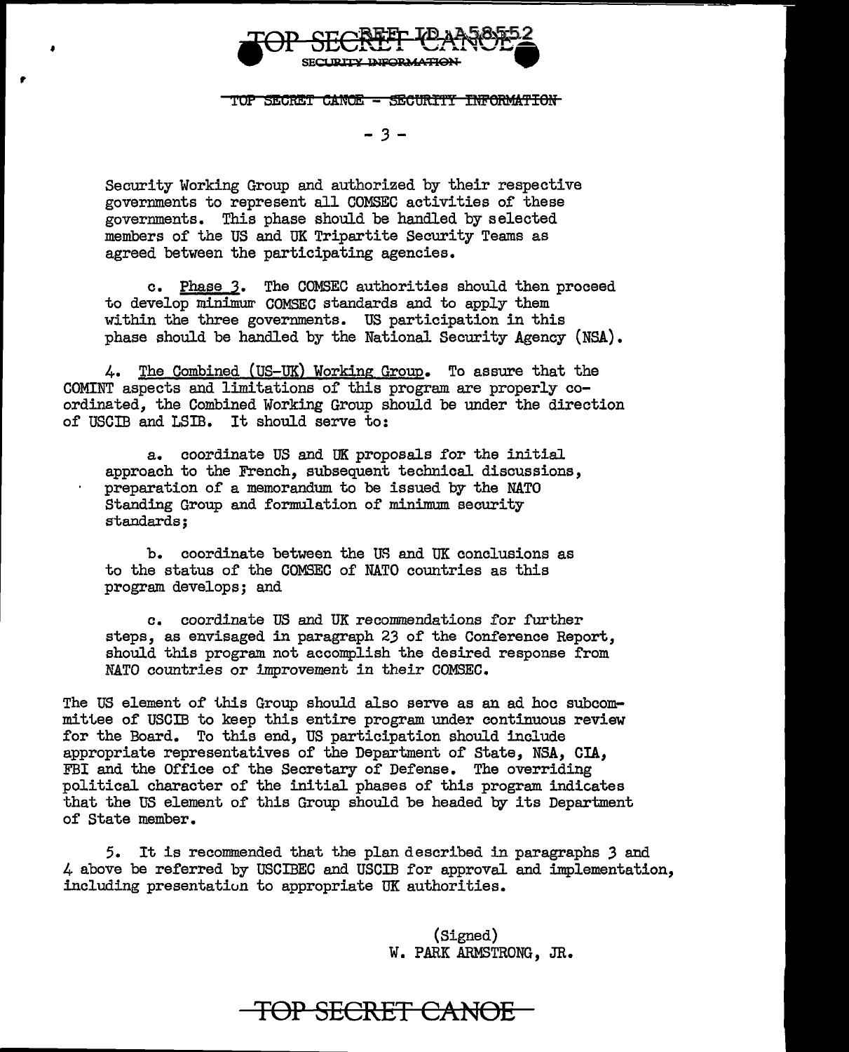Security Working Group and authorized by their respective governments to represent all COMSEC activities of these governments. This phase should be handled by selected members of the US and UK Tripartite Security Teams as agreed between the participating agencies.

c. Phase 3. The COMSEC authorities should then proceed to develop minimum COMSEC standards and to apply them within the three governments. US participation in this phase should be handled by the National Security Agency (NSA).

4. The Combined (US-UK) Working Group. To assure that the COMINT aspects and limitations of this program are properly coordinated, the Combined Working Group should be under the direction of USCIB and LSIB. It should serve to:

a. coordinate US and UK proposals for the initial approach to the French, subsequent technical discussions, preparation of a memorandum to be issued by the NATO Standing Group and formulation of minimum security standards;

b. coordinate between the US and UK conclusions as to the status of the COMSEC of NATO countries as this program develops; and

c. coordinate US and UK recommendations for further steps, as envisaged in paragraph 23 of the Conference Report, should this program not accomplish the desired response from NATO countries or improvement in their COMSEC.

The US element of this Group should also serve as an ad hoc subcommittee of USCIB to keep this entire program under continuous review for the Board. To this end, US participation should include appropriate representatives of the Department of State, NSA, CIA, FBI and the Office of the Secretary of Defense. The overriding political character of the initial phases of this program indicates that the US element of this Group should be headed by its Department of State member.

5. It is recommended that the plan described in paragraphs 3 and 4 above be referred by USCIBEC and USCIB for approval and implementation, including presentation to appropriate UK authorities.

(Signed)
W. PARK ARMSTRONG, JR.